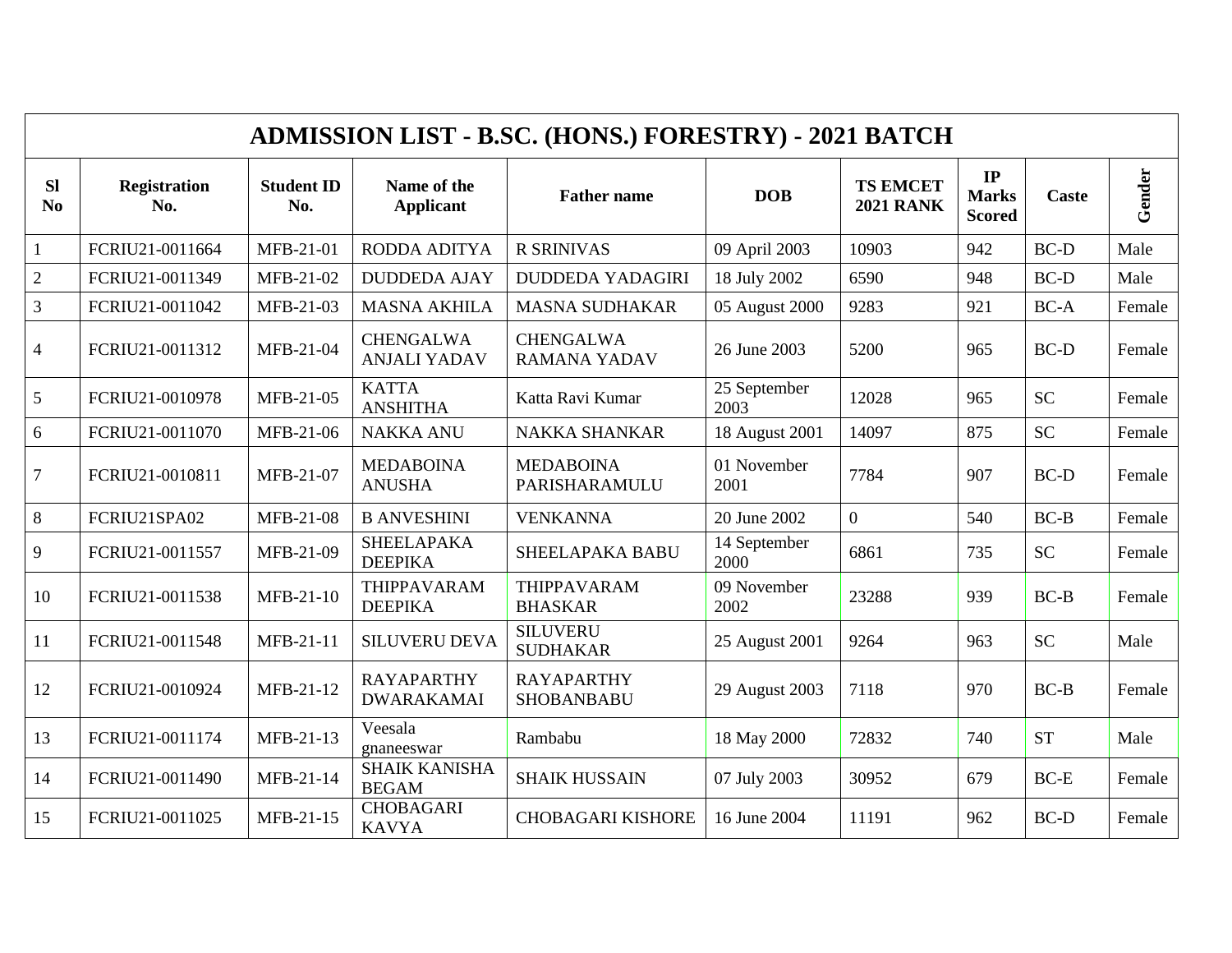# ADMISSION LIST - B.SC. (HONS.) FORESTRY) - 2021 BATCH

| Sl No | Registration No. | Student ID No. | Name of the Applicant | Father name | DOB | TS EMCET 2021 RANK | IP Marks Scored | Caste | Gender |
|---|---|---|---|---|---|---|---|---|---|
| 1 | FCRIU21-0011664 | MFB-21-01 | RODDA ADITYA | R SRINIVAS | 09 April 2003 | 10903 | 942 | BC-D | Male |
| 2 | FCRIU21-0011349 | MFB-21-02 | DUDDEDA AJAY | DUDDEDA YADAGIRI | 18 July 2002 | 6590 | 948 | BC-D | Male |
| 3 | FCRIU21-0011042 | MFB-21-03 | MASNA AKHILA | MASNA SUDHAKAR | 05 August 2000 | 9283 | 921 | BC-A | Female |
| 4 | FCRIU21-0011312 | MFB-21-04 | CHENGALWA ANJALI YADAV | CHENGALWA RAMANA YADAV | 26 June 2003 | 5200 | 965 | BC-D | Female |
| 5 | FCRIU21-0010978 | MFB-21-05 | KATTA ANSHITHA | Katta Ravi Kumar | 25 September 2003 | 12028 | 965 | SC | Female |
| 6 | FCRIU21-0011070 | MFB-21-06 | NAKKA ANU | NAKKA SHANKAR | 18 August 2001 | 14097 | 875 | SC | Female |
| 7 | FCRIU21-0010811 | MFB-21-07 | MEDABOINA ANUSHA | MEDABOINA PARISHARAMULU | 01 November 2001 | 7784 | 907 | BC-D | Female |
| 8 | FCRIU21SPA02 | MFB-21-08 | B ANVESHINI | VENKANNA | 20 June 2002 | 0 | 540 | BC-B | Female |
| 9 | FCRIU21-0011557 | MFB-21-09 | SHEELAPAKA DEEPIKA | SHEELAPAKA BABU | 14 September 2000 | 6861 | 735 | SC | Female |
| 10 | FCRIU21-0011538 | MFB-21-10 | THIPPAVARAM DEEPIKA | THIPPAVARAM BHASKAR | 09 November 2002 | 23288 | 939 | BC-B | Female |
| 11 | FCRIU21-0011548 | MFB-21-11 | SILUVERU DEVA | SILUVERU SUDHAKAR | 25 August 2001 | 9264 | 963 | SC | Male |
| 12 | FCRIU21-0010924 | MFB-21-12 | RAYAPARTHY DWARAKAMAI | RAYAPARTHY SHOBANBABU | 29 August 2003 | 7118 | 970 | BC-B | Female |
| 13 | FCRIU21-0011174 | MFB-21-13 | Veesala gnaneeswar | Rambabu | 18 May 2000 | 72832 | 740 | ST | Male |
| 14 | FCRIU21-0011490 | MFB-21-14 | SHAIK KANISHA BEGAM | SHAIK HUSSAIN | 07 July 2003 | 30952 | 679 | BC-E | Female |
| 15 | FCRIU21-0011025 | MFB-21-15 | CHOBAGARI KAVYA | CHOBAGARI KISHORE | 16 June 2004 | 11191 | 962 | BC-D | Female |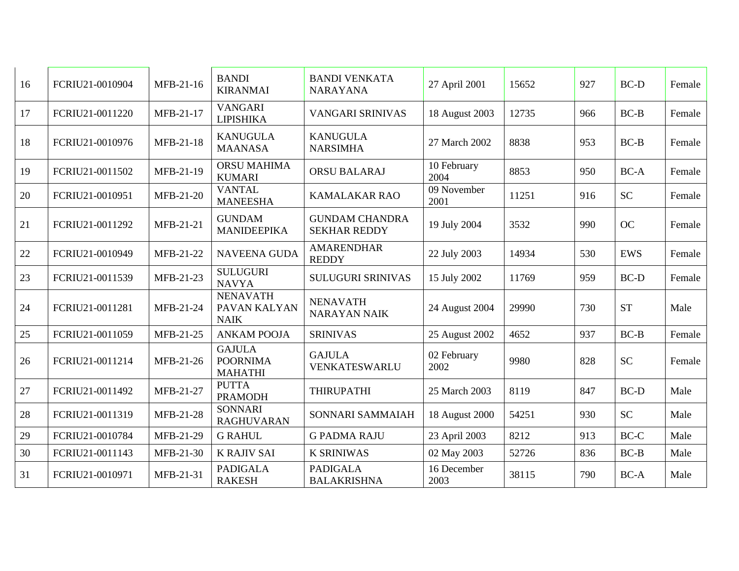| | | | | | | | | | |
|---|---|---|---|---|---|---|---|---|---|
| 16 | FCRIU21-0010904 | MFB-21-16 | BANDI KIRANMAI | BANDI VENKATA NARAYANA | 27 April 2001 | 15652 | 927 | BC-D | Female |
| 17 | FCRIU21-0011220 | MFB-21-17 | VANGARI LIPISHIKA | VANGARI SRINIVAS | 18 August 2003 | 12735 | 966 | BC-B | Female |
| 18 | FCRIU21-0010976 | MFB-21-18 | KANUGULA MAANASA | KANUGULA NARSIMHA | 27 March 2002 | 8838 | 953 | BC-B | Female |
| 19 | FCRIU21-0011502 | MFB-21-19 | ORSU MAHIMA KUMARI | ORSU BALARAJ | 10 February 2004 | 8853 | 950 | BC-A | Female |
| 20 | FCRIU21-0010951 | MFB-21-20 | VANTAL MANEESHA | KAMALAKAR RAO | 09 November 2001 | 11251 | 916 | SC | Female |
| 21 | FCRIU21-0011292 | MFB-21-21 | GUNDAM MANIDEEPIKA | GUNDAM CHANDRA SEKHAR REDDY | 19 July 2004 | 3532 | 990 | OC | Female |
| 22 | FCRIU21-0010949 | MFB-21-22 | NAVEENA GUDA | AMARENDHAR REDDY | 22 July 2003 | 14934 | 530 | EWS | Female |
| 23 | FCRIU21-0011539 | MFB-21-23 | SULUGURI NAVYA | SULUGURI SRINIVAS | 15 July 2002 | 11769 | 959 | BC-D | Female |
| 24 | FCRIU21-0011281 | MFB-21-24 | NENAVATH PAVAN KALYAN NAIK | NENAVATH NARAYAN NAIK | 24 August 2004 | 29990 | 730 | ST | Male |
| 25 | FCRIU21-0011059 | MFB-21-25 | ANKAM POOJA | SRINIVAS | 25 August 2002 | 4652 | 937 | BC-B | Female |
| 26 | FCRIU21-0011214 | MFB-21-26 | GAJULA POORNIMA MAHATHI | GAJULA VENKATESWARLU | 02 February 2002 | 9980 | 828 | SC | Female |
| 27 | FCRIU21-0011492 | MFB-21-27 | PUTTA PRAMODH | THIRUPATHI | 25 March 2003 | 8119 | 847 | BC-D | Male |
| 28 | FCRIU21-0011319 | MFB-21-28 | SONNARI RAGHUVARAN | SONNARI SAMMAIAH | 18 August 2000 | 54251 | 930 | SC | Male |
| 29 | FCRIU21-0010784 | MFB-21-29 | G RAHUL | G PADMA RAJU | 23 April 2003 | 8212 | 913 | BC-C | Male |
| 30 | FCRIU21-0011143 | MFB-21-30 | K RAJIV SAI | K SRINIWAS | 02 May 2003 | 52726 | 836 | BC-B | Male |
| 31 | FCRIU21-0010971 | MFB-21-31 | PADIGALA RAKESH | PADIGALA BALAKRISHNA | 16 December 2003 | 38115 | 790 | BC-A | Male |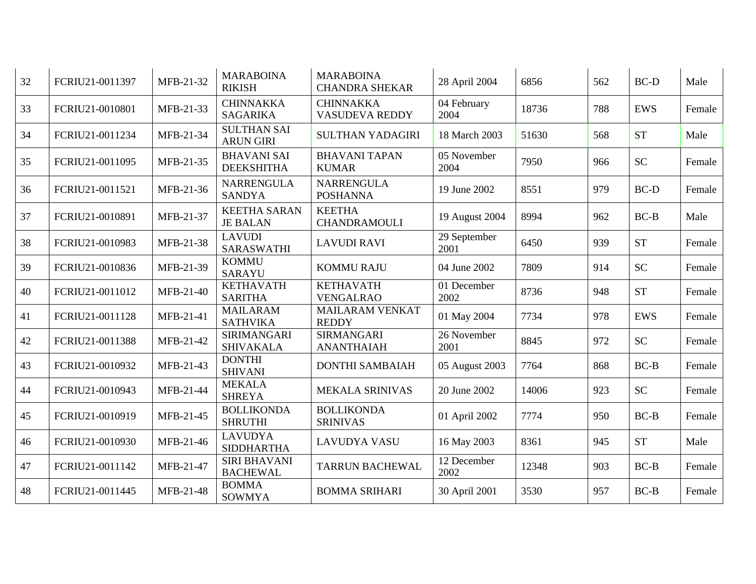| | | | | | | | | | |
|---|---|---|---|---|---|---|---|---|---|
| 32 | FCRIU21-0011397 | MFB-21-32 | MARABOINA RIKISH | MARABOINA CHANDRA SHEKAR | 28 April 2004 | 6856 | 562 | BC-D | Male |
| 33 | FCRIU21-0010801 | MFB-21-33 | CHINNAKKA SAGARIKA | CHINNAKKA VASUDEVA REDDY | 04 February 2004 | 18736 | 788 | EWS | Female |
| 34 | FCRIU21-0011234 | MFB-21-34 | SULTHAN SAI ARUN GIRI | SULTHAN YADAGIRI | 18 March 2003 | 51630 | 568 | ST | Male |
| 35 | FCRIU21-0011095 | MFB-21-35 | BHAVANI SAI DEEKSHITHA | BHAVANI TAPAN KUMAR | 05 November 2004 | 7950 | 966 | SC | Female |
| 36 | FCRIU21-0011521 | MFB-21-36 | NARRENGULA SANDYA | NARRENGULA POSHANNA | 19 June 2002 | 8551 | 979 | BC-D | Female |
| 37 | FCRIU21-0010891 | MFB-21-37 | KEETHA SARAN JE BALAN | KEETHA CHANDRAMOULI | 19 August 2004 | 8994 | 962 | BC-B | Male |
| 38 | FCRIU21-0010983 | MFB-21-38 | LAVUDI SARASWATHI | LAVUDI RAVI | 29 September 2001 | 6450 | 939 | ST | Female |
| 39 | FCRIU21-0010836 | MFB-21-39 | KOMMU SARAYU | KOMMU RAJU | 04 June 2002 | 7809 | 914 | SC | Female |
| 40 | FCRIU21-0011012 | MFB-21-40 | KETHAVATH SARITHA | KETHAVATH VENGALRAO | 01 December 2002 | 8736 | 948 | ST | Female |
| 41 | FCRIU21-0011128 | MFB-21-41 | MAILARAM SATHVIKA | MAILARAM VENKAT REDDY | 01 May 2004 | 7734 | 978 | EWS | Female |
| 42 | FCRIU21-0011388 | MFB-21-42 | SIRIMANGARI SHIVAKALA | SIRMANGARI ANANTHAIAH | 26 November 2001 | 8845 | 972 | SC | Female |
| 43 | FCRIU21-0010932 | MFB-21-43 | DONTHI SHIVANI | DONTHI SAMBAIAH | 05 August 2003 | 7764 | 868 | BC-B | Female |
| 44 | FCRIU21-0010943 | MFB-21-44 | MEKALA SHREYA | MEKALA SRINIVAS | 20 June 2002 | 14006 | 923 | SC | Female |
| 45 | FCRIU21-0010919 | MFB-21-45 | BOLLIKONDA SHRUTHI | BOLLIKONDA SRINIVAS | 01 April 2002 | 7774 | 950 | BC-B | Female |
| 46 | FCRIU21-0010930 | MFB-21-46 | LAVUDYA SIDDHARTHA | LAVUDYA VASU | 16 May 2003 | 8361 | 945 | ST | Male |
| 47 | FCRIU21-0011142 | MFB-21-47 | SIRI BHAVANI BACHEWAL | TARRUN BACHEWAL | 12 December 2002 | 12348 | 903 | BC-B | Female |
| 48 | FCRIU21-0011445 | MFB-21-48 | BOMMA SOWMYA | BOMMA SRIHARI | 30 April 2001 | 3530 | 957 | BC-B | Female |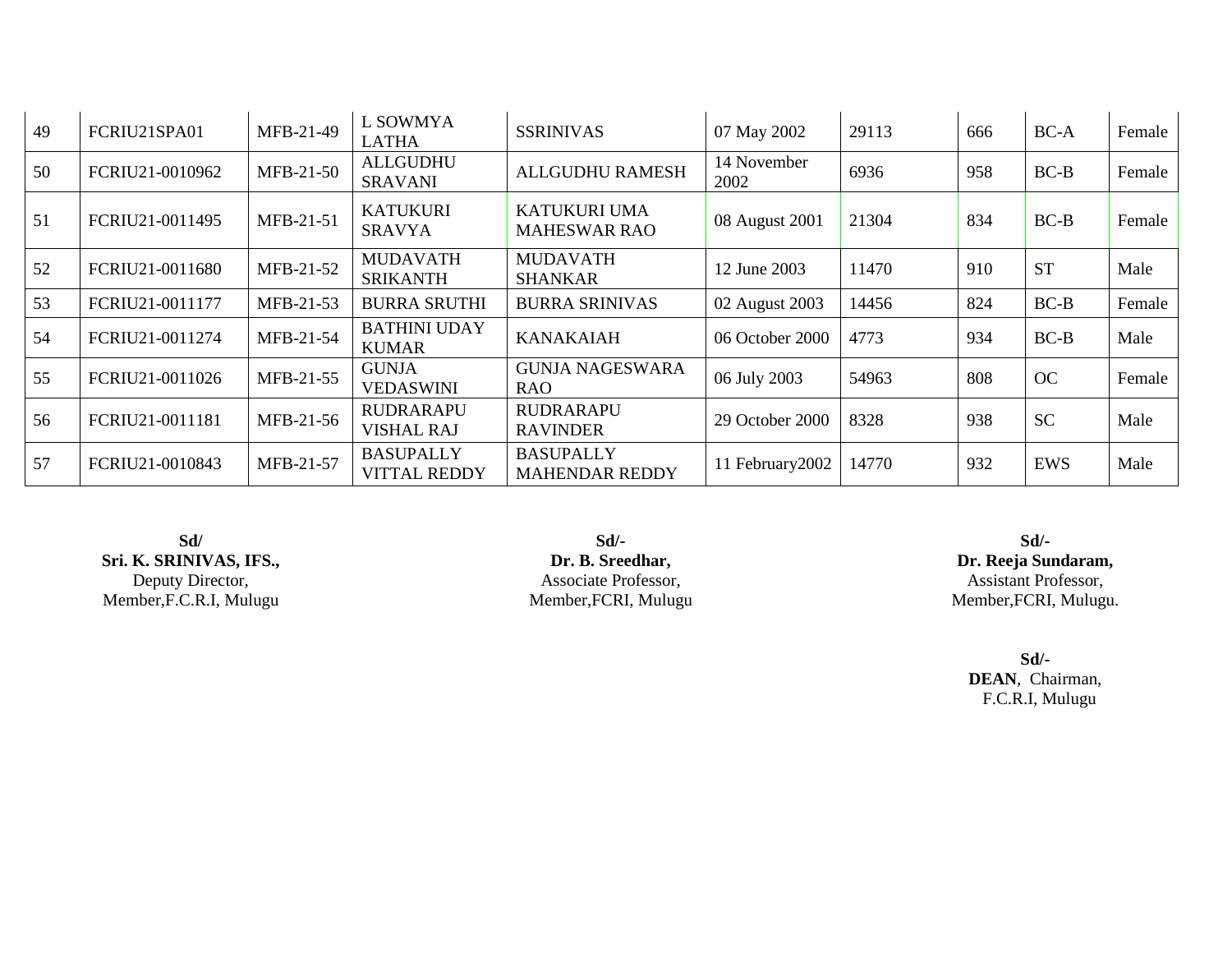| | | | | | | | | | |
|---|---|---|---|---|---|---|---|---|---|
| 49 | FCRIU21SPA01 | MFB-21-49 | L SOWMYA LATHA | SSRINIVAS | 07 May 2002 | 29113 | 666 | BC-A | Female |
| 50 | FCRIU21-0010962 | MFB-21-50 | ALLGUDHU SRAVANI | ALLGUDHU RAMESH | 14 November 2002 | 6936 | 958 | BC-B | Female |
| 51 | FCRIU21-0011495 | MFB-21-51 | KATUKURI SRAVYA | KATUKURI UMA MAHESWAR RAO | 08 August 2001 | 21304 | 834 | BC-B | Female |
| 52 | FCRIU21-0011680 | MFB-21-52 | MUDAVATH SRIKANTH | MUDAVATH SHANKAR | 12 June 2003 | 11470 | 910 | ST | Male |
| 53 | FCRIU21-0011177 | MFB-21-53 | BURRA SRUTHI | BURRA SRINIVAS | 02 August 2003 | 14456 | 824 | BC-B | Female |
| 54 | FCRIU21-0011274 | MFB-21-54 | BATHINI UDAY KUMAR | KANAKAIAH | 06 October 2000 | 4773 | 934 | BC-B | Male |
| 55 | FCRIU21-0011026 | MFB-21-55 | GUNJA VEDASWINI | GUNJA NAGESWARA RAO | 06 July 2003 | 54963 | 808 | OC | Female |
| 56 | FCRIU21-0011181 | MFB-21-56 | RUDRARAPU VISHAL RAJ | RUDRARAPU RAVINDER | 29 October 2000 | 8328 | 938 | SC | Male |
| 57 | FCRIU21-0010843 | MFB-21-57 | BASUPALLY VITTAL REDDY | BASUPALLY MAHENDAR REDDY | 11 February2002 | 14770 | 932 | EWS | Male |

**Sd/**
**Sri. K. SRINIVAS, IFS.,**
Deputy Director,
Member,F.C.R.I, Mulugu

**Sd/-**
**Dr. B. Sreedhar,**
Associate Professor,
Member,FCRI, Mulugu

**Sd/-**
**Dr. Reeja Sundaram,**
Assistant Professor,
Member,FCRI, Mulugu.

**Sd/-**
**DEAN**, Chairman,
F.C.R.I, Mulugu